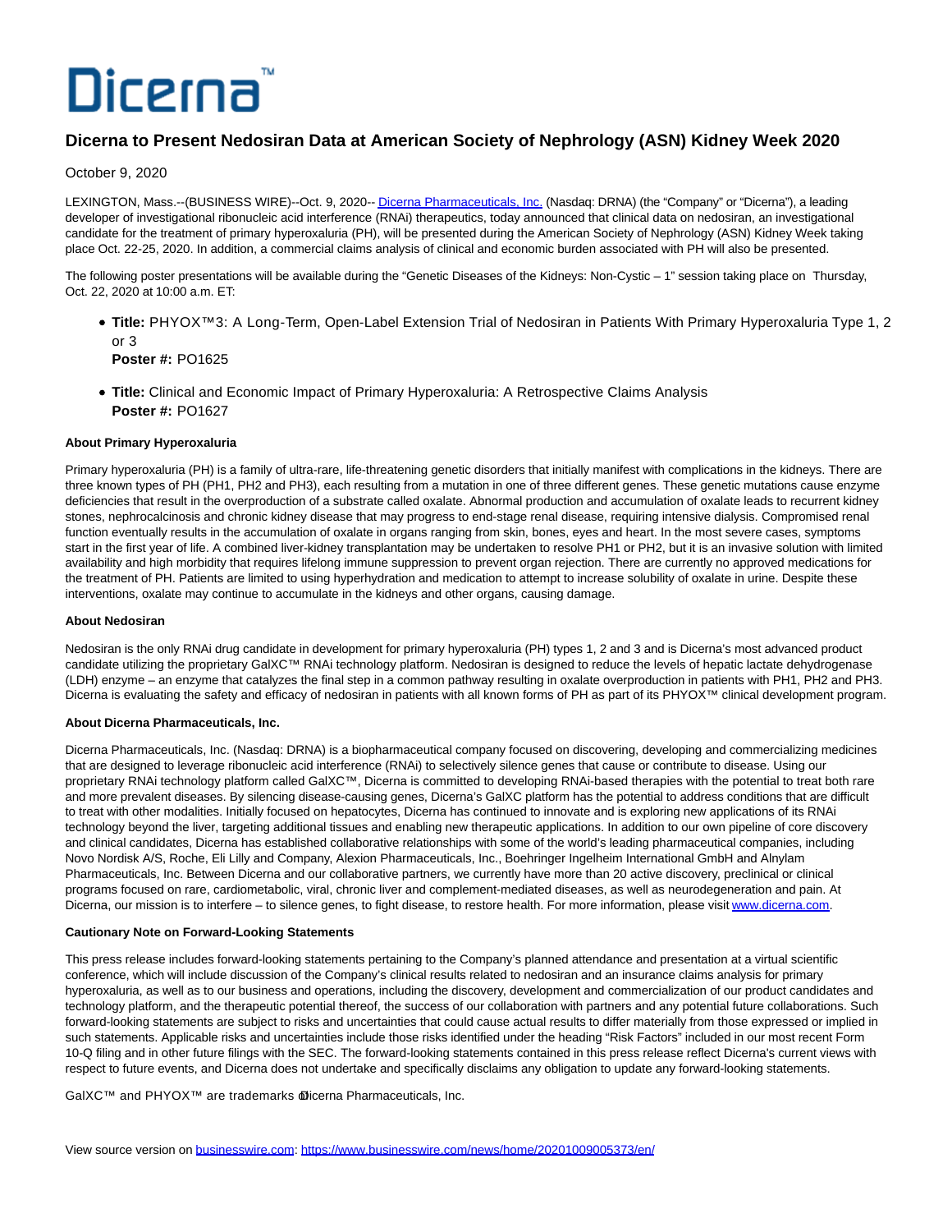Dicerna™

# Dicerna to Present Nedosiran Data at American Society of Nephrology (ASN) Kidney Week 2020

October 9, 2020

LEXINGTON, Mass.--(BUSINESS WIRE)--Oct. 9, 2020-- Dicerna Pharmaceuticals, Inc. (Nasdaq: DRNA) (the "Company" or "Dicerna"), a leading developer of investigational ribonucleic acid interference (RNAi) therapeutics, today announced that clinical data on nedosiran, an investigational candidate for the treatment of primary hyperoxaluria (PH), will be presented during the American Society of Nephrology (ASN) Kidney Week taking place Oct. 22-25, 2020. In addition, a commercial claims analysis of clinical and economic burden associated with PH will also be presented.

The following poster presentations will be available during the "Genetic Diseases of the Kidneys: Non-Cystic – 1" session taking place on Thursday, Oct. 22, 2020 at 10:00 a.m. ET:

- **Title:** PHYOX™3: A Long-Term, Open-Label Extension Trial of Nedosiran in Patients With Primary Hyperoxaluria Type 1, 2 or 3
  **Poster #:** PO1625
- **Title:** Clinical and Economic Impact of Primary Hyperoxaluria: A Retrospective Claims Analysis
  **Poster #:** PO1627

**About Primary Hyperoxaluria**

Primary hyperoxaluria (PH) is a family of ultra-rare, life-threatening genetic disorders that initially manifest with complications in the kidneys. There are three known types of PH (PH1, PH2 and PH3), each resulting from a mutation in one of three different genes. These genetic mutations cause enzyme deficiencies that result in the overproduction of a substrate called oxalate. Abnormal production and accumulation of oxalate leads to recurrent kidney stones, nephrocalcinosis and chronic kidney disease that may progress to end-stage renal disease, requiring intensive dialysis. Compromised renal function eventually results in the accumulation of oxalate in organs ranging from skin, bones, eyes and heart. In the most severe cases, symptoms start in the first year of life. A combined liver-kidney transplantation may be undertaken to resolve PH1 or PH2, but it is an invasive solution with limited availability and high morbidity that requires lifelong immune suppression to prevent organ rejection. There are currently no approved medications for the treatment of PH. Patients are limited to using hyperhydration and medication to attempt to increase solubility of oxalate in urine. Despite these interventions, oxalate may continue to accumulate in the kidneys and other organs, causing damage.

**About Nedosiran**

Nedosiran is the only RNAi drug candidate in development for primary hyperoxaluria (PH) types 1, 2 and 3 and is Dicerna's most advanced product candidate utilizing the proprietary GalXC™ RNAi technology platform. Nedosiran is designed to reduce the levels of hepatic lactate dehydrogenase (LDH) enzyme – an enzyme that catalyzes the final step in a common pathway resulting in oxalate overproduction in patients with PH1, PH2 and PH3. Dicerna is evaluating the safety and efficacy of nedosiran in patients with all known forms of PH as part of its PHYOX™ clinical development program.

**About Dicerna Pharmaceuticals, Inc.**

Dicerna Pharmaceuticals, Inc. (Nasdaq: DRNA) is a biopharmaceutical company focused on discovering, developing and commercializing medicines that are designed to leverage ribonucleic acid interference (RNAi) to selectively silence genes that cause or contribute to disease. Using our proprietary RNAi technology platform called GalXC™, Dicerna is committed to developing RNAi-based therapies with the potential to treat both rare and more prevalent diseases. By silencing disease-causing genes, Dicerna's GalXC platform has the potential to address conditions that are difficult to treat with other modalities. Initially focused on hepatocytes, Dicerna has continued to innovate and is exploring new applications of its RNAi technology beyond the liver, targeting additional tissues and enabling new therapeutic applications. In addition to our own pipeline of core discovery and clinical candidates, Dicerna has established collaborative relationships with some of the world's leading pharmaceutical companies, including Novo Nordisk A/S, Roche, Eli Lilly and Company, Alexion Pharmaceuticals, Inc., Boehringer Ingelheim International GmbH and Alnylam Pharmaceuticals, Inc. Between Dicerna and our collaborative partners, we currently have more than 20 active discovery, preclinical or clinical programs focused on rare, cardiometabolic, viral, chronic liver and complement-mediated diseases, as well as neurodegeneration and pain. At Dicerna, our mission is to interfere – to silence genes, to fight disease, to restore health. For more information, please visit www.dicerna.com.

**Cautionary Note on Forward-Looking Statements**

This press release includes forward-looking statements pertaining to the Company's planned attendance and presentation at a virtual scientific conference, which will include discussion of the Company's clinical results related to nedosiran and an insurance claims analysis for primary hyperoxaluria, as well as to our business and operations, including the discovery, development and commercialization of our product candidates and technology platform, and the therapeutic potential thereof, the success of our collaboration with partners and any potential future collaborations. Such forward-looking statements are subject to risks and uncertainties that could cause actual results to differ materially from those expressed or implied in such statements. Applicable risks and uncertainties include those risks identified under the heading "Risk Factors" included in our most recent Form 10-Q filing and in other future filings with the SEC. The forward-looking statements contained in this press release reflect Dicerna's current views with respect to future events, and Dicerna does not undertake and specifically disclaims any obligation to update any forward-looking statements.

GalXC™ and PHYOX™ are trademarks of Dicerna Pharmaceuticals, Inc.

View source version on businesswire.com: https://www.businesswire.com/news/home/20201009005373/en/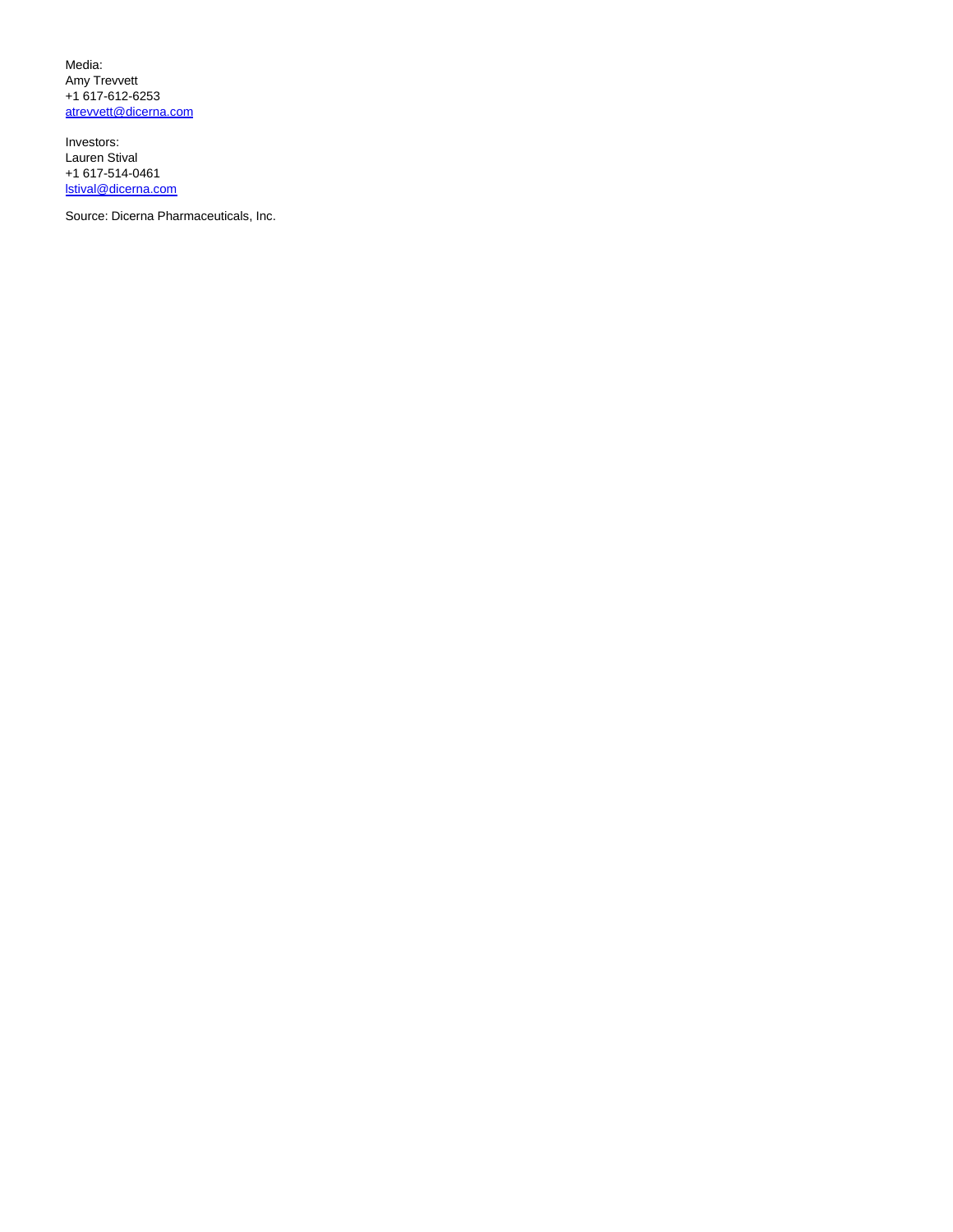Media:
Amy Trevvett
+1 617-612-6253
atrevvett@dicerna.com

Investors:
Lauren Stival
+1 617-514-0461
lstival@dicerna.com

Source: Dicerna Pharmaceuticals, Inc.